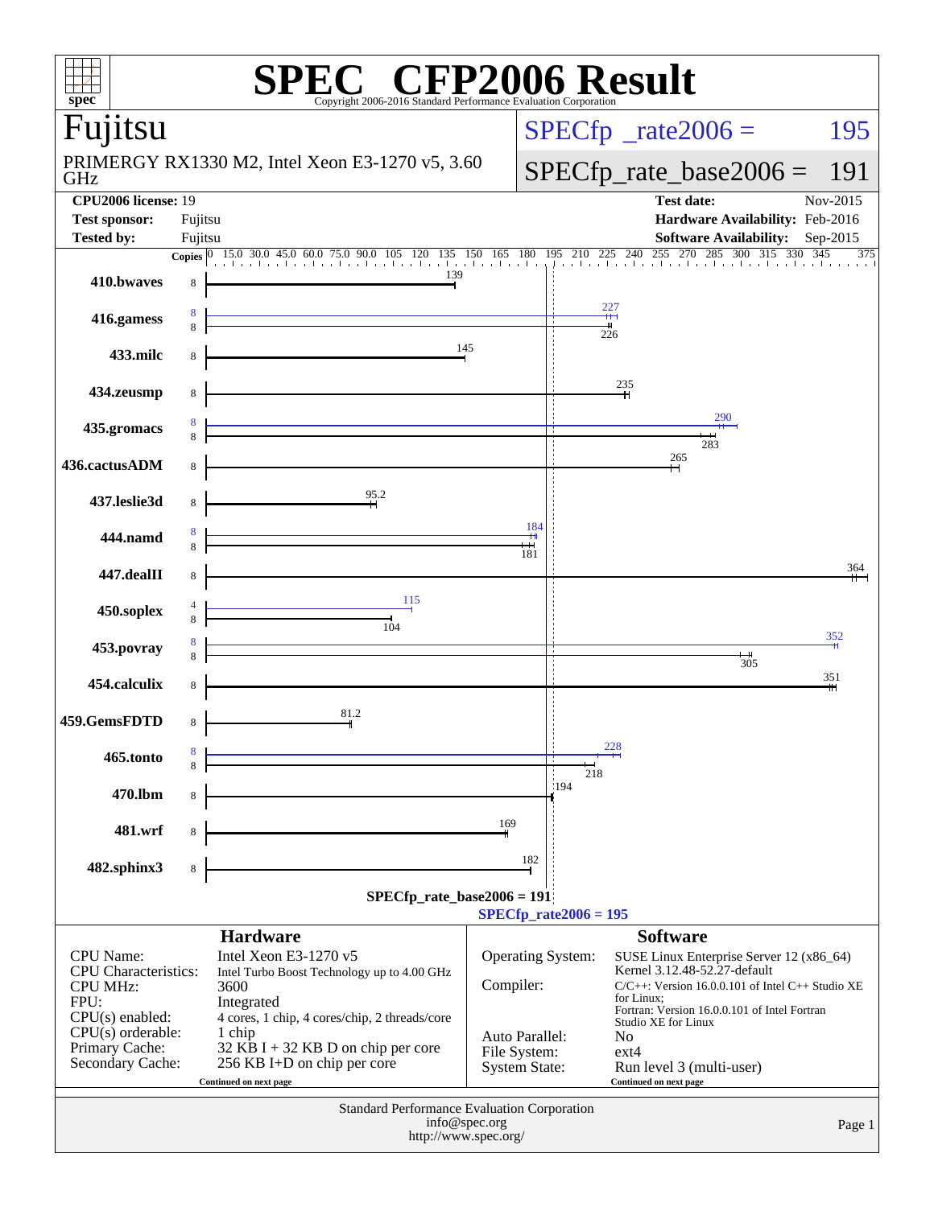# SPEC CFP2006 Result

Copyright 2006-2016 Standard Performance Evaluation Corporation

## Fujitsu

PRIMERGY RX1330 M2, Intel Xeon E3-1270 v5, 3.60 GHz

SPECfp_rate2006 = 195

SPECfp_rate_base2006 = 191

**CPU2006 license:** 19
**Test sponsor:** Fujitsu
**Tested by:** Fujitsu

**Test date:** Nov-2015
**Hardware Availability:** Feb-2016
**Software Availability:** Sep-2015

| Benchmark | Copies (peak) | Peak | Copies (base) | Base |
|---|---|---|---|---|
| 410.bwaves | | | 8 | 139 |
| 416.gamess | 8 | 227 | 8 | 226 |
| 433.milc | | | 8 | 145 |
| 434.zeusmp | | | 8 | 235 |
| 435.gromacs | 8 | 290 | 8 | 283 |
| 436.cactusADM | | | 8 | 265 |
| 437.leslie3d | | | 8 | 95.2 |
| 444.namd | 8 | 184 | 8 | 181 |
| 447.dealII | | | 8 | 364 |
| 450.soplex | 4 | 115 | 8 | 104 |
| 453.povray | 8 | 352 | 8 | 305 |
| 454.calculix | | | 8 | 351 |
| 459.GemsFDTD | | | 8 | 81.2 |
| 465.tonto | 8 | 228 | 8 | 218 |
| 470.lbm | | | 8 | 194 |
| 481.wrf | | | 8 | 169 |
| 482.sphinx3 | | | 8 | 182 |

SPECfp_rate_base2006 = 191

SPECfp_rate2006 = 195

## Hardware

| | |
|---|---|
| CPU Name: | Intel Xeon E3-1270 v5 |
| CPU Characteristics: | Intel Turbo Boost Technology up to 4.00 GHz |
| CPU MHz: | 3600 |
| FPU: | Integrated |
| CPU(s) enabled: | 4 cores, 1 chip, 4 cores/chip, 2 threads/core |
| CPU(s) orderable: | 1 chip |
| Primary Cache: | 32 KB I + 32 KB D on chip per core |
| Secondary Cache: | 256 KB I+D on chip per core |

Continued on next page

## Software

| | |
|---|---|
| Operating System: | SUSE Linux Enterprise Server 12 (x86_64) Kernel 3.12.48-52.27-default |
| Compiler: | C/C++: Version 16.0.0.101 of Intel C++ Studio XE for Linux; Fortran: Version 16.0.0.101 of Intel Fortran Studio XE for Linux |
| Auto Parallel: | No |
| File System: | ext4 |
| System State: | Run level 3 (multi-user) |

Continued on next page

Standard Performance Evaluation Corporation
info@spec.org
http://www.spec.org/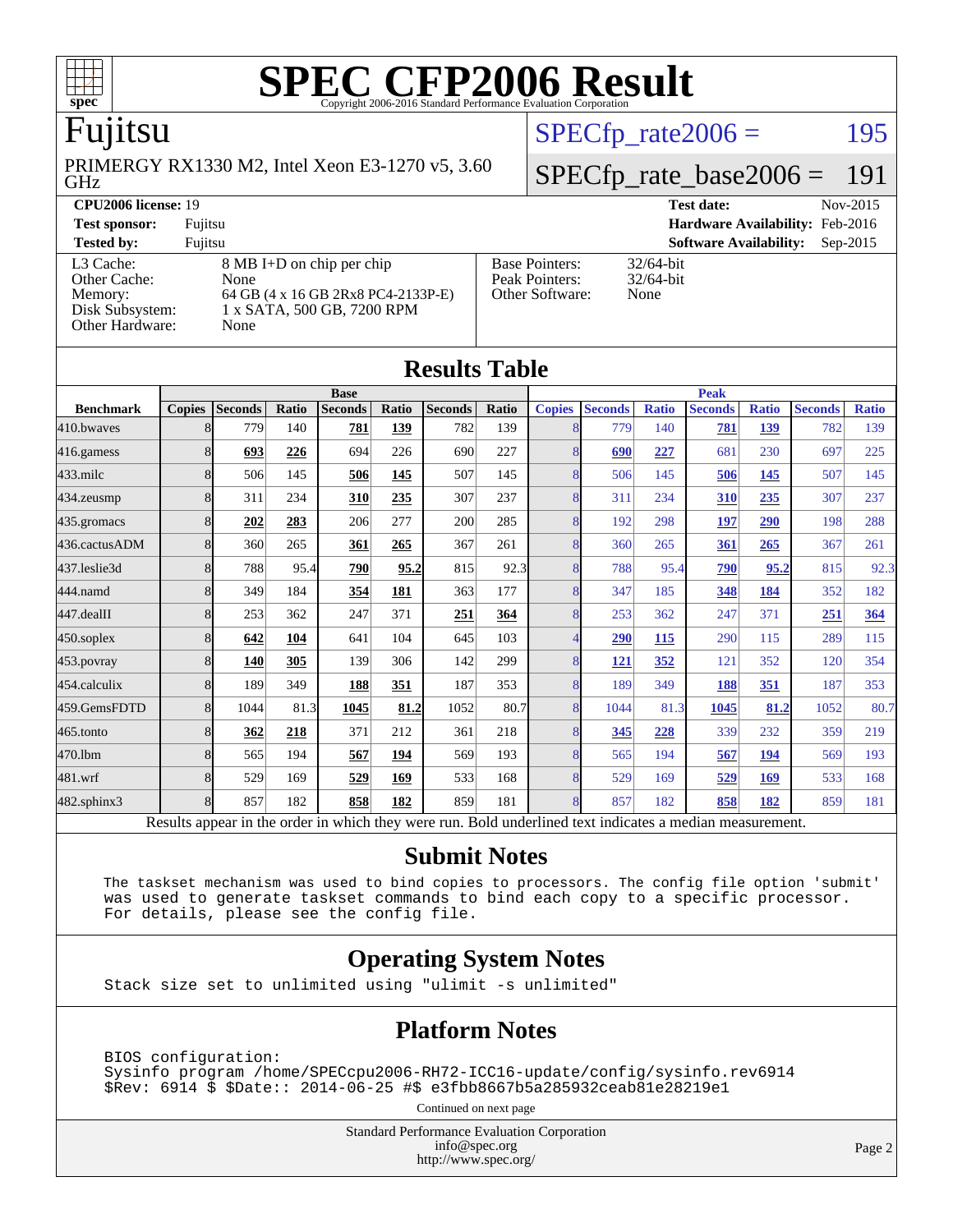# SPEC CFP2006 Result

Copyright 2006-2016 Standard Performance Evaluation Corporation

## Fujitsu

PRIMERGY RX1330 M2, Intel Xeon E3-1270 v5, 3.60 GHz

SPECfp_rate2006 = 195

SPECfp_rate_base2006 = 191

| | | | |
|---|---|---|---|
| **CPU2006 license:** 19 | | **Test date:** | Nov-2015 |
| **Test sponsor:** | Fujitsu | **Hardware Availability:** | Feb-2016 |
| **Tested by:** | Fujitsu | **Software Availability:** | Sep-2015 |

| | |
|---|---|
| L3 Cache: | 8 MB I+D on chip per chip |
| Other Cache: | None |
| Memory: | 64 GB (4 x 16 GB 2Rx8 PC4-2133P-E) |
| Disk Subsystem: | 1 x SATA, 500 GB, 7200 RPM |
| Other Hardware: | None |

| | |
|---|---|
| Base Pointers: | 32/64-bit |
| Peak Pointers: | 32/64-bit |
| Other Software: | None |

## Results Table

| Benchmark | Base | | | | | | | Peak | | | | | | |
|---|---|---|---|---|---|---|---|---|---|---|---|---|---|---|
| | Copies | Seconds | Ratio | Seconds | Ratio | Seconds | Ratio | Copies | Seconds | Ratio | Seconds | Ratio | Seconds | Ratio |
| 410.bwaves | 8 | 779 | 140 | **781** | **139** | 782 | 139 | 8 | 779 | 140 | **781** | **139** | 782 | 139 |
| 416.gamess | 8 | **693** | **226** | 694 | 226 | 690 | 227 | 8 | **690** | **227** | 681 | 230 | 697 | 225 |
| 433.milc | 8 | 506 | 145 | **506** | **145** | 507 | 145 | 8 | 506 | 145 | **506** | **145** | 507 | 145 |
| 434.zeusmp | 8 | 311 | 234 | **310** | **235** | 307 | 237 | 8 | 311 | 234 | **310** | **235** | 307 | 237 |
| 435.gromacs | 8 | **202** | **283** | 206 | 277 | 200 | 285 | 8 | 192 | 298 | **197** | **290** | 198 | 288 |
| 436.cactusADM | 8 | 360 | 265 | **361** | **265** | 367 | 261 | 8 | 360 | 265 | **361** | **265** | 367 | 261 |
| 437.leslie3d | 8 | 788 | 95.4 | **790** | **95.2** | 815 | 92.3 | 8 | 788 | 95.4 | **790** | **95.2** | 815 | 92.3 |
| 444.namd | 8 | 349 | 184 | **354** | **181** | 363 | 177 | 8 | 347 | 185 | **348** | **184** | 352 | 182 |
| 447.dealII | 8 | 253 | 362 | 247 | 371 | **251** | **364** | 8 | 253 | 362 | 247 | 371 | **251** | **364** |
| 450.soplex | 8 | **642** | **104** | 641 | 104 | 645 | 103 | 4 | **290** | **115** | 290 | 115 | 289 | 115 |
| 453.povray | 8 | **140** | **305** | 139 | 306 | 142 | 299 | 8 | **121** | **352** | 121 | 352 | 120 | 354 |
| 454.calculix | 8 | 189 | 349 | **188** | **351** | 187 | 353 | 8 | 189 | 349 | **188** | **351** | 187 | 353 |
| 459.GemsFDTD | 8 | 1044 | 81.3 | **1045** | **81.2** | 1052 | 80.7 | 8 | 1044 | 81.3 | **1045** | **81.2** | 1052 | 80.7 |
| 465.tonto | 8 | **362** | **218** | 371 | 212 | 361 | 218 | 8 | **345** | **228** | 339 | 232 | 359 | 219 |
| 470.lbm | 8 | 565 | 194 | **567** | **194** | 569 | 193 | 8 | 565 | 194 | **567** | **194** | 569 | 193 |
| 481.wrf | 8 | 529 | 169 | **529** | **169** | 533 | 168 | 8 | 529 | 169 | **529** | **169** | 533 | 168 |
| 482.sphinx3 | 8 | 857 | 182 | **858** | **182** | 859 | 181 | 8 | 857 | 182 | **858** | **182** | 859 | 181 |

Results appear in the order in which they were run. Bold underlined text indicates a median measurement.

## Submit Notes

```
The taskset mechanism was used to bind copies to processors. The config file option 'submit'
was used to generate taskset commands to bind each copy to a specific processor.
For details, please see the config file.
```

## Operating System Notes

```
Stack size set to unlimited using "ulimit -s unlimited"
```

## Platform Notes

```
BIOS configuration:
Sysinfo program /home/SPECcpu2006-RH72-ICC16-update/config/sysinfo.rev6914
$Rev: 6914 $ $Date:: 2014-06-25 #$ e3fbb8667b5a285932ceab81e28219e1
```

Continued on next page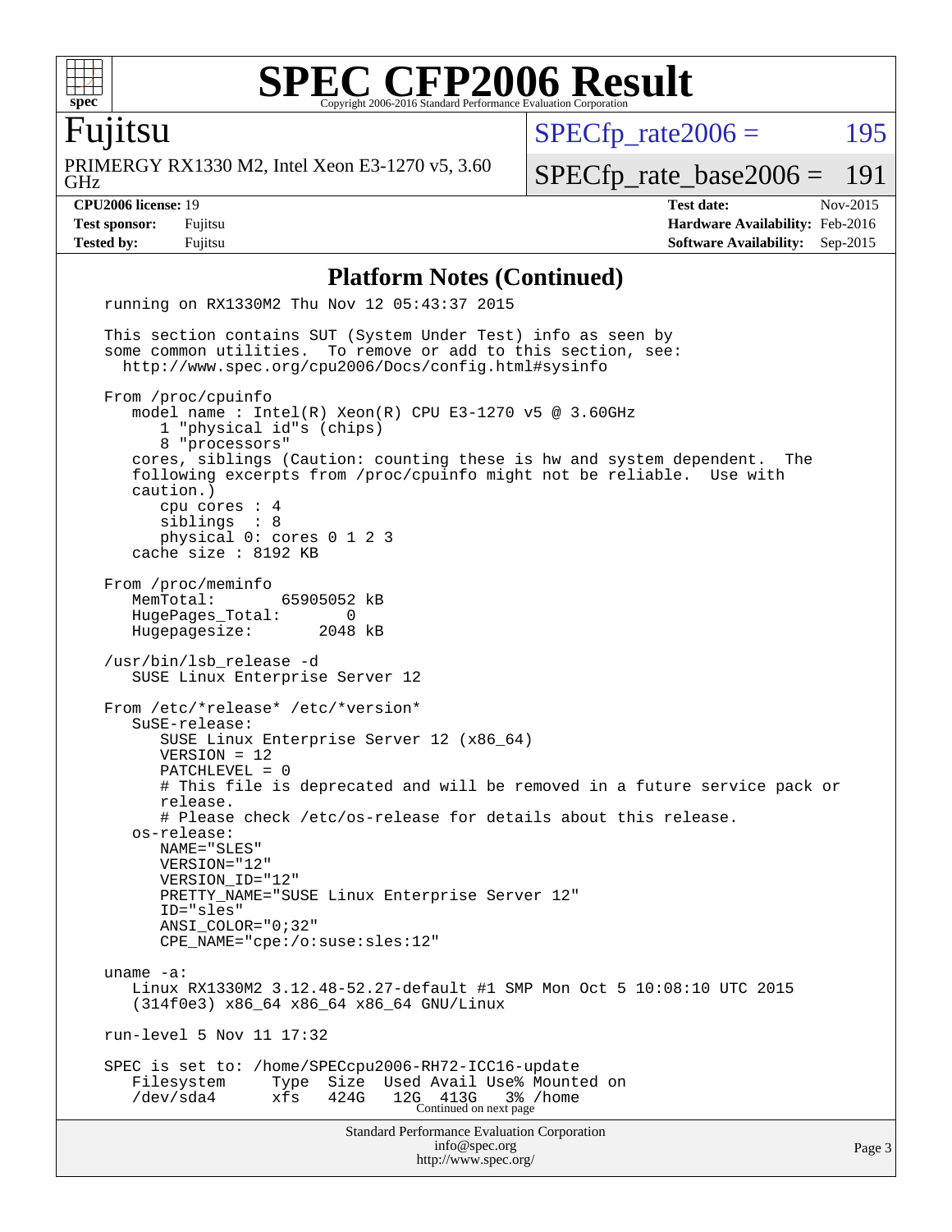# SPEC CFP2006 Result

Copyright 2006-2016 Standard Performance Evaluation Corporation

**Fujitsu**

PRIMERGY RX1330 M2, Intel Xeon E3-1270 v5, 3.60 GHz

SPECfp_rate2006 = 195

SPECfp_rate_base2006 = 191

| | | | |
|---|---|---|---|
| **CPU2006 license:** 19 | | **Test date:** | Nov-2015 |
| **Test sponsor:** | Fujitsu | **Hardware Availability:** | Feb-2016 |
| **Tested by:** | Fujitsu | **Software Availability:** | Sep-2015 |

## Platform Notes (Continued)

```
running on RX1330M2 Thu Nov 12 05:43:37 2015

This section contains SUT (System Under Test) info as seen by
some common utilities.  To remove or add to this section, see:
  http://www.spec.org/cpu2006/Docs/config.html#sysinfo

From /proc/cpuinfo
   model name : Intel(R) Xeon(R) CPU E3-1270 v5 @ 3.60GHz
      1 "physical id"s (chips)
      8 "processors"
   cores, siblings (Caution: counting these is hw and system dependent.  The
   following excerpts from /proc/cpuinfo might not be reliable.  Use with
   caution.)
      cpu cores : 4
      siblings  : 8
      physical 0: cores 0 1 2 3
   cache size : 8192 KB

From /proc/meminfo
   MemTotal:       65905052 kB
   HugePages_Total:       0
   Hugepagesize:       2048 kB

/usr/bin/lsb_release -d
   SUSE Linux Enterprise Server 12

From /etc/*release* /etc/*version*
   SuSE-release:
      SUSE Linux Enterprise Server 12 (x86_64)
      VERSION = 12
      PATCHLEVEL = 0
      # This file is deprecated and will be removed in a future service pack or
      release.
      # Please check /etc/os-release for details about this release.
   os-release:
      NAME="SLES"
      VERSION="12"
      VERSION_ID="12"
      PRETTY_NAME="SUSE Linux Enterprise Server 12"
      ID="sles"
      ANSI_COLOR="0;32"
      CPE_NAME="cpe:/o:suse:sles:12"

uname -a:
   Linux RX1330M2 3.12.48-52.27-default #1 SMP Mon Oct 5 10:08:10 UTC 2015
   (314f0e3) x86_64 x86_64 x86_64 GNU/Linux

run-level 5 Nov 11 17:32

SPEC is set to: /home/SPECcpu2006-RH72-ICC16-update
   Filesystem     Type  Size  Used Avail Use% Mounted on
   /dev/sda4      xfs   424G   12G  413G   3% /home
```

Continued on next page

Standard Performance Evaluation Corporation
info@spec.org
http://www.spec.org/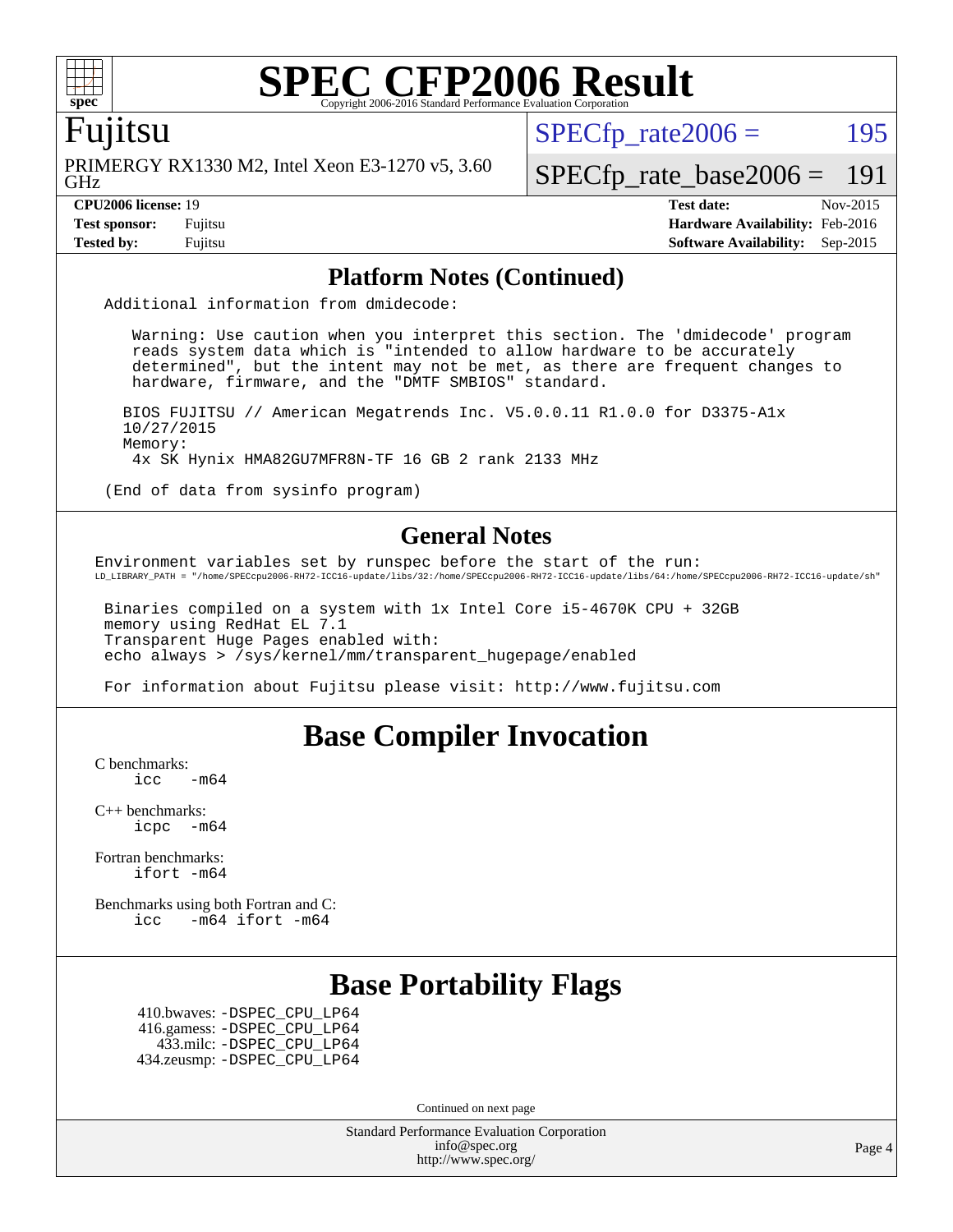# SPEC CFP2006 Result

Copyright 2006-2016 Standard Performance Evaluation Corporation

## Fujitsu

PRIMERGY RX1330 M2, Intel Xeon E3-1270 v5, 3.60 GHz

SPECfp_rate2006 = 195

SPECfp_rate_base2006 = 191

**CPU2006 license:** 19
**Test sponsor:** Fujitsu
**Tested by:** Fujitsu

**Test date:** Nov-2015
**Hardware Availability:** Feb-2016
**Software Availability:** Sep-2015

## Platform Notes (Continued)

```
Additional information from dmidecode:

   Warning: Use caution when you interpret this section. The 'dmidecode' program
   reads system data which is "intended to allow hardware to be accurately
   determined", but the intent may not be met, as there are frequent changes to
   hardware, firmware, and the "DMTF SMBIOS" standard.

  BIOS FUJITSU // American Megatrends Inc. V5.0.0.11 R1.0.0 for D3375-A1x
  10/27/2015
  Memory:
   4x SK Hynix HMA82GU7MFR8N-TF 16 GB 2 rank 2133 MHz

(End of data from sysinfo program)
```

## General Notes

```
Environment variables set by runspec before the start of the run:
LD_LIBRARY_PATH = "/home/SPECcpu2006-RH72-ICC16-update/libs/32:/home/SPECcpu2006-RH72-ICC16-update/libs/64:/home/SPECcpu2006-RH72-ICC16-update/sh"

 Binaries compiled on a system with 1x Intel Core i5-4670K CPU + 32GB
 memory using RedHat EL 7.1
 Transparent Huge Pages enabled with:
 echo always > /sys/kernel/mm/transparent_hugepage/enabled

 For information about Fujitsu please visit: http://www.fujitsu.com
```

## Base Compiler Invocation

C benchmarks:
 icc -m64

C++ benchmarks:
 icpc -m64

Fortran benchmarks:
 ifort -m64

Benchmarks using both Fortran and C:
 icc -m64 ifort -m64

## Base Portability Flags

410.bwaves: -DSPEC_CPU_LP64
416.gamess: -DSPEC_CPU_LP64
433.milc: -DSPEC_CPU_LP64
434.zeusmp: -DSPEC_CPU_LP64

Continued on next page

Standard Performance Evaluation Corporation
info@spec.org
http://www.spec.org/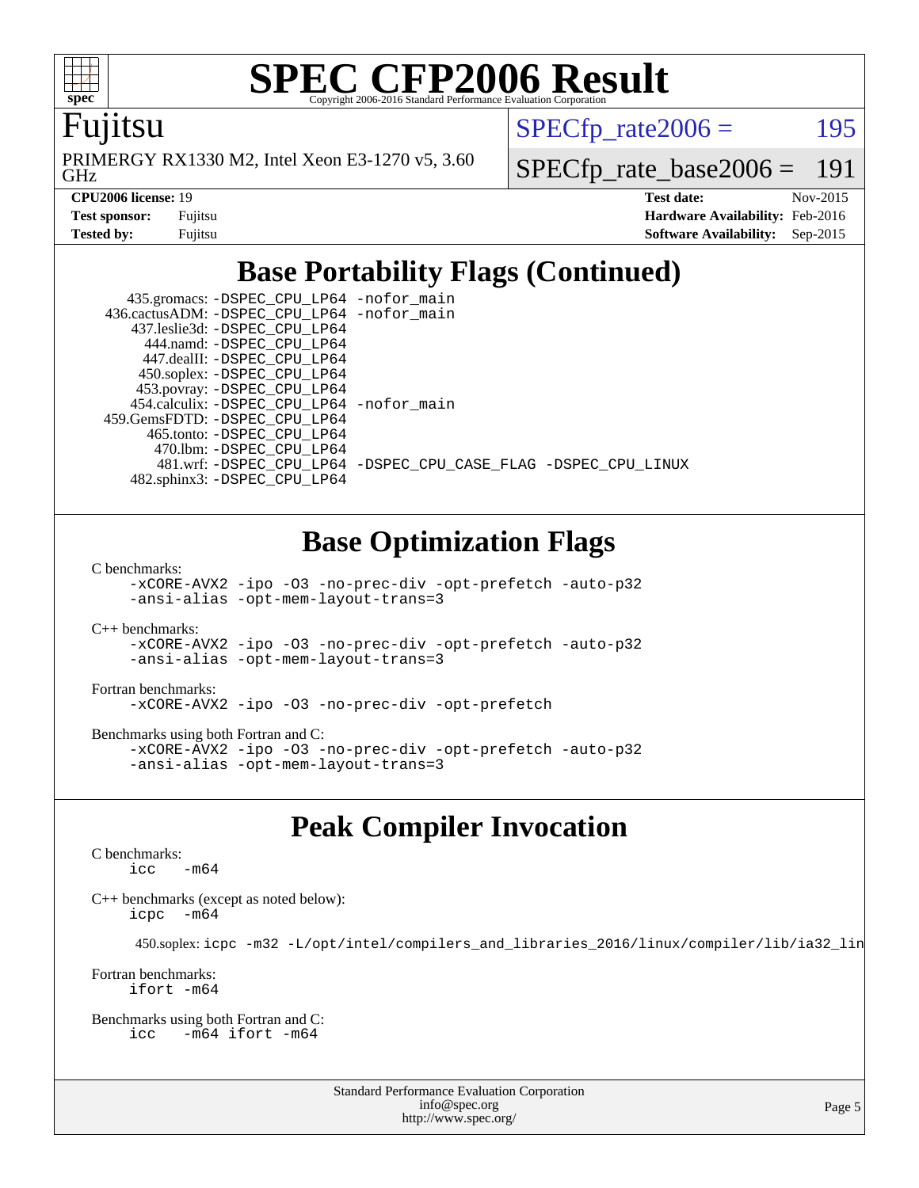# SPEC CFP2006 Result

Copyright 2006-2016 Standard Performance Evaluation Corporation

**Fujitsu**

PRIMERGY RX1330 M2, Intel Xeon E3-1270 v5, 3.60 GHz

SPECfp_rate2006 = 195

SPECfp_rate_base2006 = 191

| | | | |
|---|---|---|---|
| **CPU2006 license:** 19 | | **Test date:** | Nov-2015 |
| **Test sponsor:** | Fujitsu | **Hardware Availability:** | Feb-2016 |
| **Tested by:** | Fujitsu | **Software Availability:** | Sep-2015 |

## Base Portability Flags (Continued)

435.gromacs: -DSPEC_CPU_LP64 -nofor_main
436.cactusADM: -DSPEC_CPU_LP64 -nofor_main
437.leslie3d: -DSPEC_CPU_LP64
444.namd: -DSPEC_CPU_LP64
447.dealII: -DSPEC_CPU_LP64
450.soplex: -DSPEC_CPU_LP64
453.povray: -DSPEC_CPU_LP64
454.calculix: -DSPEC_CPU_LP64 -nofor_main
459.GemsFDTD: -DSPEC_CPU_LP64
465.tonto: -DSPEC_CPU_LP64
470.lbm: -DSPEC_CPU_LP64
481.wrf: -DSPEC_CPU_LP64 -DSPEC_CPU_CASE_FLAG -DSPEC_CPU_LINUX
482.sphinx3: -DSPEC_CPU_LP64

## Base Optimization Flags

C benchmarks:
-xCORE-AVX2 -ipo -O3 -no-prec-div -opt-prefetch -auto-p32 -ansi-alias -opt-mem-layout-trans=3

C++ benchmarks:
-xCORE-AVX2 -ipo -O3 -no-prec-div -opt-prefetch -auto-p32 -ansi-alias -opt-mem-layout-trans=3

Fortran benchmarks:
-xCORE-AVX2 -ipo -O3 -no-prec-div -opt-prefetch

Benchmarks using both Fortran and C:
-xCORE-AVX2 -ipo -O3 -no-prec-div -opt-prefetch -auto-p32 -ansi-alias -opt-mem-layout-trans=3

## Peak Compiler Invocation

C benchmarks:
icc -m64

C++ benchmarks (except as noted below):
icpc -m64

450.soplex: icpc -m32 -L/opt/intel/compilers_and_libraries_2016/linux/compiler/lib/ia32_lin

Fortran benchmarks:
ifort -m64

Benchmarks using both Fortran and C:
icc -m64 ifort -m64

Standard Performance Evaluation Corporation
info@spec.org
http://www.spec.org/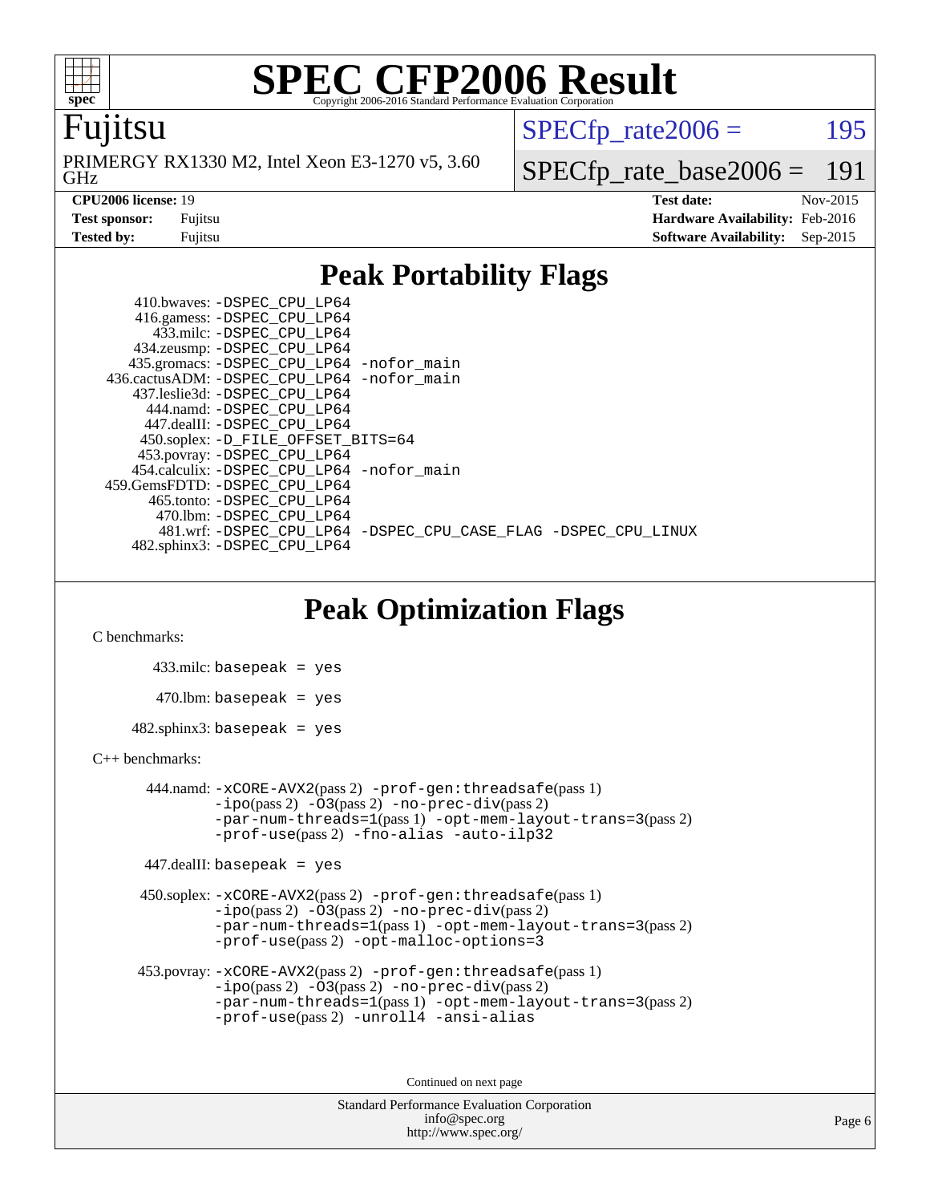# SPEC CFP2006 Result

Copyright 2006-2016 Standard Performance Evaluation Corporation

## Fujitsu

PRIMERGY RX1330 M2, Intel Xeon E3-1270 v5, 3.60 GHz

SPECfp_rate2006 = 195

SPECfp_rate_base2006 = 191

| | | | |
|---|---|---|---|
| **CPU2006 license:** 19 | | **Test date:** | Nov-2015 |
| **Test sponsor:** | Fujitsu | **Hardware Availability:** | Feb-2016 |
| **Tested by:** | Fujitsu | **Software Availability:** | Sep-2015 |

## Peak Portability Flags

410.bwaves: -DSPEC_CPU_LP64
416.gamess: -DSPEC_CPU_LP64
433.milc: -DSPEC_CPU_LP64
434.zeusmp: -DSPEC_CPU_LP64
435.gromacs: -DSPEC_CPU_LP64 -nofor_main
436.cactusADM: -DSPEC_CPU_LP64 -nofor_main
437.leslie3d: -DSPEC_CPU_LP64
444.namd: -DSPEC_CPU_LP64
447.dealII: -DSPEC_CPU_LP64
450.soplex: -D_FILE_OFFSET_BITS=64
453.povray: -DSPEC_CPU_LP64
454.calculix: -DSPEC_CPU_LP64 -nofor_main
459.GemsFDTD: -DSPEC_CPU_LP64
465.tonto: -DSPEC_CPU_LP64
470.lbm: -DSPEC_CPU_LP64
481.wrf: -DSPEC_CPU_LP64 -DSPEC_CPU_CASE_FLAG -DSPEC_CPU_LINUX
482.sphinx3: -DSPEC_CPU_LP64

## Peak Optimization Flags

C benchmarks:

433.milc: basepeak = yes

470.lbm: basepeak = yes

482.sphinx3: basepeak = yes

C++ benchmarks:

444.namd: -xCORE-AVX2(pass 2) -prof-gen:threadsafe(pass 1) -ipo(pass 2) -O3(pass 2) -no-prec-div(pass 2) -par-num-threads=1(pass 1) -opt-mem-layout-trans=3(pass 2) -prof-use(pass 2) -fno-alias -auto-ilp32

447.dealII: basepeak = yes

450.soplex: -xCORE-AVX2(pass 2) -prof-gen:threadsafe(pass 1) -ipo(pass 2) -O3(pass 2) -no-prec-div(pass 2) -par-num-threads=1(pass 1) -opt-mem-layout-trans=3(pass 2) -prof-use(pass 2) -opt-malloc-options=3

453.povray: -xCORE-AVX2(pass 2) -prof-gen:threadsafe(pass 1) -ipo(pass 2) -O3(pass 2) -no-prec-div(pass 2) -par-num-threads=1(pass 1) -opt-mem-layout-trans=3(pass 2) -prof-use(pass 2) -unroll4 -ansi-alias

Continued on next page

Standard Performance Evaluation Corporation
info@spec.org
http://www.spec.org/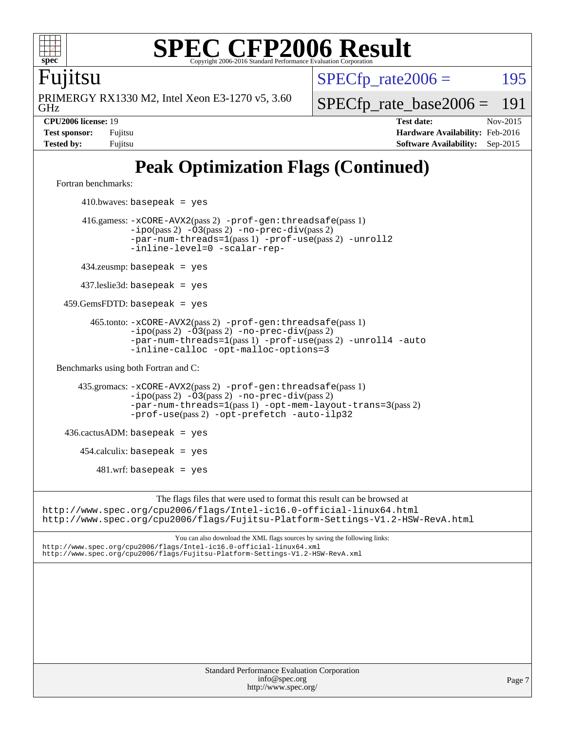# Peak Optimization Flags (Continued)

Fortran benchmarks:

410.bwaves: `basepeak = yes`

416.gamess: `-xCORE-AVX2`(pass 2) `-prof-gen:threadsafe`(pass 1) `-ipo`(pass 2) `-O3`(pass 2) `-no-prec-div`(pass 2) `-par-num-threads=1`(pass 1) `-prof-use`(pass 2) `-unroll2` `-inline-level=0` `-scalar-rep-`

434.zeusmp: `basepeak = yes`

437.leslie3d: `basepeak = yes`

459.GemsFDTD: `basepeak = yes`

465.tonto: `-xCORE-AVX2`(pass 2) `-prof-gen:threadsafe`(pass 1) `-ipo`(pass 2) `-O3`(pass 2) `-no-prec-div`(pass 2) `-par-num-threads=1`(pass 1) `-prof-use`(pass 2) `-unroll4` `-auto` `-inline-calloc` `-opt-malloc-options=3`

Benchmarks using both Fortran and C:

435.gromacs: `-xCORE-AVX2`(pass 2) `-prof-gen:threadsafe`(pass 1) `-ipo`(pass 2) `-O3`(pass 2) `-no-prec-div`(pass 2) `-par-num-threads=1`(pass 1) `-opt-mem-layout-trans=3`(pass 2) `-prof-use`(pass 2) `-opt-prefetch` `-auto-ilp32`

436.cactusADM: `basepeak = yes`

454.calculix: `basepeak = yes`

481.wrf: `basepeak = yes`

The flags files that were used to format this result can be browsed at
http://www.spec.org/cpu2006/flags/Intel-ic16.0-official-linux64.html
http://www.spec.org/cpu2006/flags/Fujitsu-Platform-Settings-V1.2-HSW-RevA.html

You can also download the XML flags sources by saving the following links:
http://www.spec.org/cpu2006/flags/Intel-ic16.0-official-linux64.xml
http://www.spec.org/cpu2006/flags/Fujitsu-Platform-Settings-V1.2-HSW-RevA.xml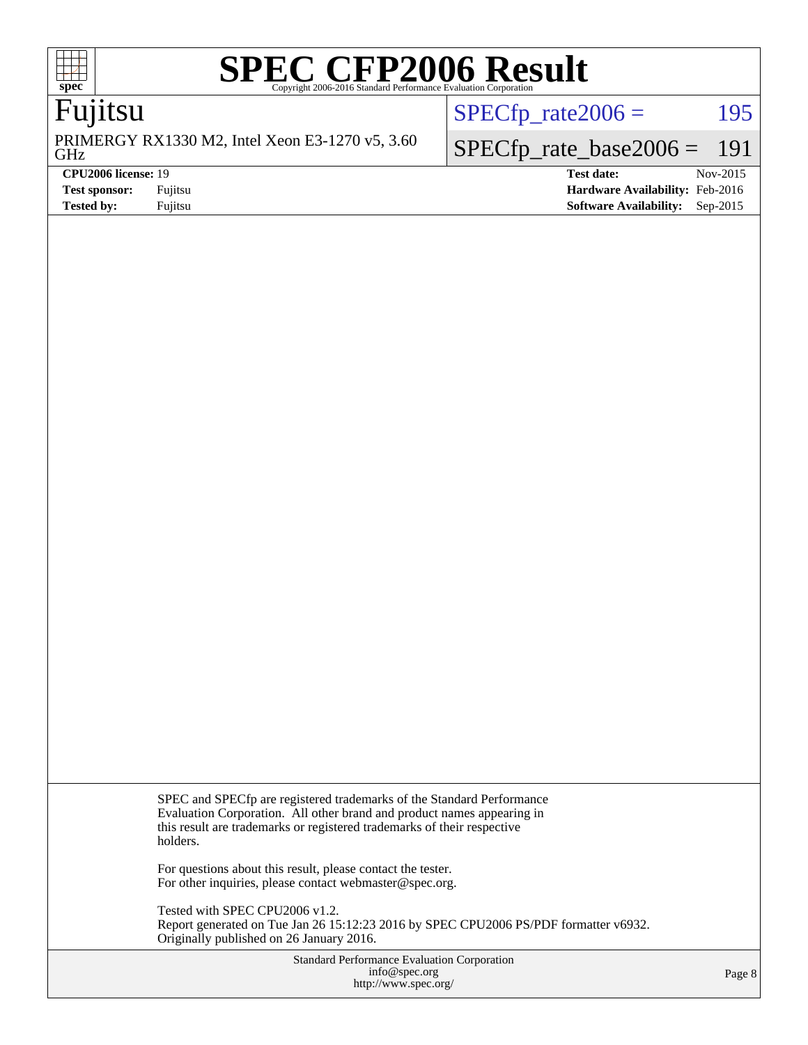SPEC and SPECfp are registered trademarks of the Standard Performance Evaluation Corporation. All other brand and product names appearing in this result are trademarks or registered trademarks of their respective holders.

For questions about this result, please contact the tester.
For other inquiries, please contact webmaster@spec.org.

Tested with SPEC CPU2006 v1.2.
Report generated on Tue Jan 26 15:12:23 2016 by SPEC CPU2006 PS/PDF formatter v6932.
Originally published on 26 January 2016.